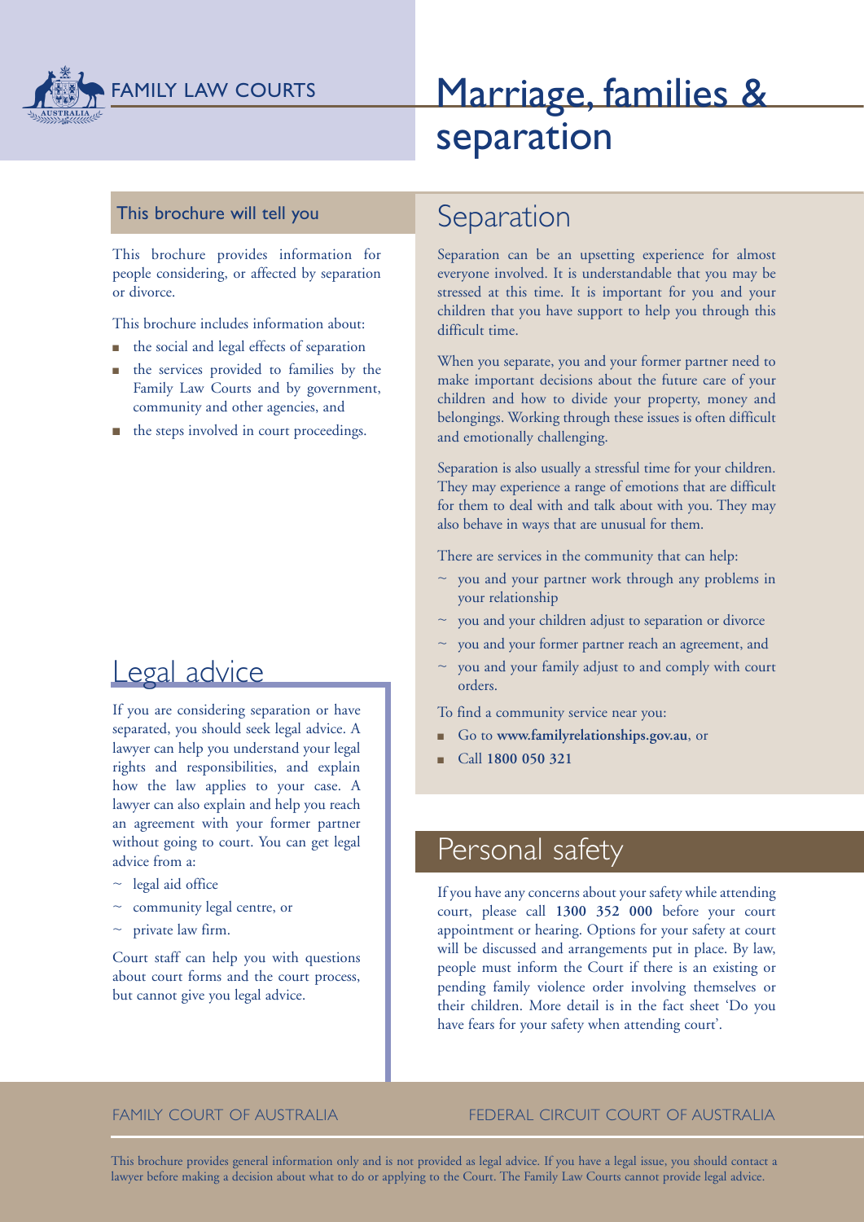FAMILY LAW COURTS

# Marriage, families & separation

## This brochure will tell you

This brochure provides information for people considering, or affected by separation or divorce.

This brochure includes information about:

- the social and legal effects of separation
- the services provided to families by the Family Law Courts and by government, community and other agencies, and
- the steps involved in court proceedings.

## Legal advice

If you are considering separation or have separated, you should seek legal advice. A lawyer can help you understand your legal rights and responsibilities, and explain how the law applies to your case. A lawyer can also explain and help you reach an agreement with your former partner without going to court. You can get legal advice from a:

- ~ legal aid office
- ~ community legal centre, or
- ~ private law firm.

Court staff can help you with questions about court forms and the court process, but cannot give you legal advice.

## Separation

Separation can be an upsetting experience for almost everyone involved. It is understandable that you may be stressed at this time. It is important for you and your children that you have support to help you through this difficult time.

When you separate, you and your former partner need to make important decisions about the future care of your children and how to divide your property, money and belongings. Working through these issues is often difficult and emotionally challenging.

Separation is also usually a stressful time for your children. They may experience a range of emotions that are difficult for them to deal with and talk about with you. They may also behave in ways that are unusual for them.

There are services in the community that can help:

- ~ you and your partner work through any problems in your relationship
- ~ you and your children adjust to separation or divorce
- ~ you and your former partner reach an agreement, and
- ~ you and your family adjust to and comply with court orders.

To find a community service near you:

- Go to **www.familyrelationships.gov.au**, or
- Call **1800 050 321**

## Personal safety

If you have any concerns about your safety while attending court, please call **1300 352 000** before your court appointment or hearing. Options for your safety at court will be discussed and arrangements put in place. By law, people must inform the Court if there is an existing or pending family violence order involving themselves or their children. More detail is in the fact sheet 'Do you have fears for your safety when attending court'.

FAMILY COURT OF AUSTRALIA FEDERAL CIRCUIT COURT OF AUSTRALIA

This brochure provides general information only and is not provided as legal advice. If you have a legal issue, you should contact a lawyer before making a decision about what to do or applying to the Court. The Family Law Courts cannot provide legal advice.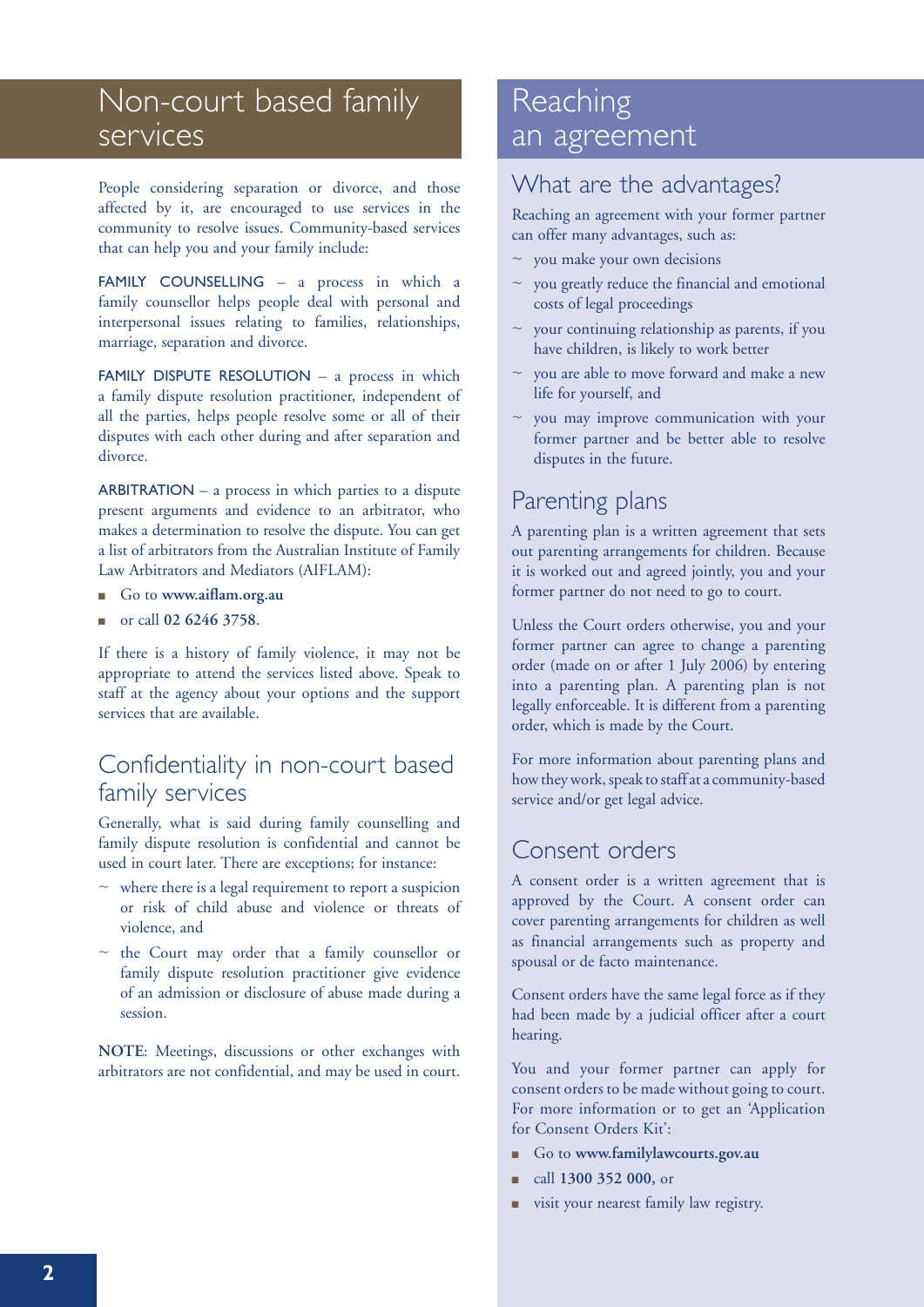# Non-court based family services

People considering separation or divorce, and those affected by it, are encouraged to use services in the community to resolve issues. Community-based services that can help you and your family include:

FAMILY COUNSELLING – a process in which a family counsellor helps people deal with personal and interpersonal issues relating to families, relationships, marriage, separation and divorce.

FAMILY DISPUTE RESOLUTION – a process in which a family dispute resolution practitioner, independent of all the parties, helps people resolve some or all of their disputes with each other during and after separation and divorce.

ARBITRATION – a process in which parties to a dispute present arguments and evidence to an arbitrator, who makes a determination to resolve the dispute. You can get a list of arbitrators from the Australian Institute of Family Law Arbitrators and Mediators (AIFLAM):

- Go to **www.aiflam.org.au**
- or call **02 6246 3758**.

If there is a history of family violence, it may not be appropriate to attend the services listed above. Speak to staff at the agency about your options and the support services that are available.

## Confidentiality in non-court based family services

Generally, what is said during family counselling and family dispute resolution is confidential and cannot be used in court later. There are exceptions; for instance:

~ where there is a legal requirement to report a suspicion or risk of child abuse and violence or threats of violence, and

~ the Court may order that a family counsellor or family dispute resolution practitioner give evidence of an admission or disclosure of abuse made during a session.

**NOTE**: Meetings, discussions or other exchanges with arbitrators are not confidential, and may be used in court.

# Reaching an agreement

## What are the advantages?

Reaching an agreement with your former partner can offer many advantages, such as:

~ you make your own decisions

~ you greatly reduce the financial and emotional costs of legal proceedings

~ your continuing relationship as parents, if you have children, is likely to work better

~ you are able to move forward and make a new life for yourself, and

~ you may improve communication with your former partner and be better able to resolve disputes in the future.

## Parenting plans

A parenting plan is a written agreement that sets out parenting arrangements for children. Because it is worked out and agreed jointly, you and your former partner do not need to go to court.

Unless the Court orders otherwise, you and your former partner can agree to change a parenting order (made on or after 1 July 2006) by entering into a parenting plan. A parenting plan is not legally enforceable. It is different from a parenting order, which is made by the Court.

For more information about parenting plans and how they work, speak to staff at a community-based service and/or get legal advice.

## Consent orders

A consent order is a written agreement that is approved by the Court. A consent order can cover parenting arrangements for children as well as financial arrangements such as property and spousal or de facto maintenance.

Consent orders have the same legal force as if they had been made by a judicial officer after a court hearing.

You and your former partner can apply for consent orders to be made without going to court. For more information or to get an 'Application for Consent Orders Kit':

- Go to **www.familylawcourts.gov.au**
- call **1300 352 000**, or
- visit your nearest family law registry.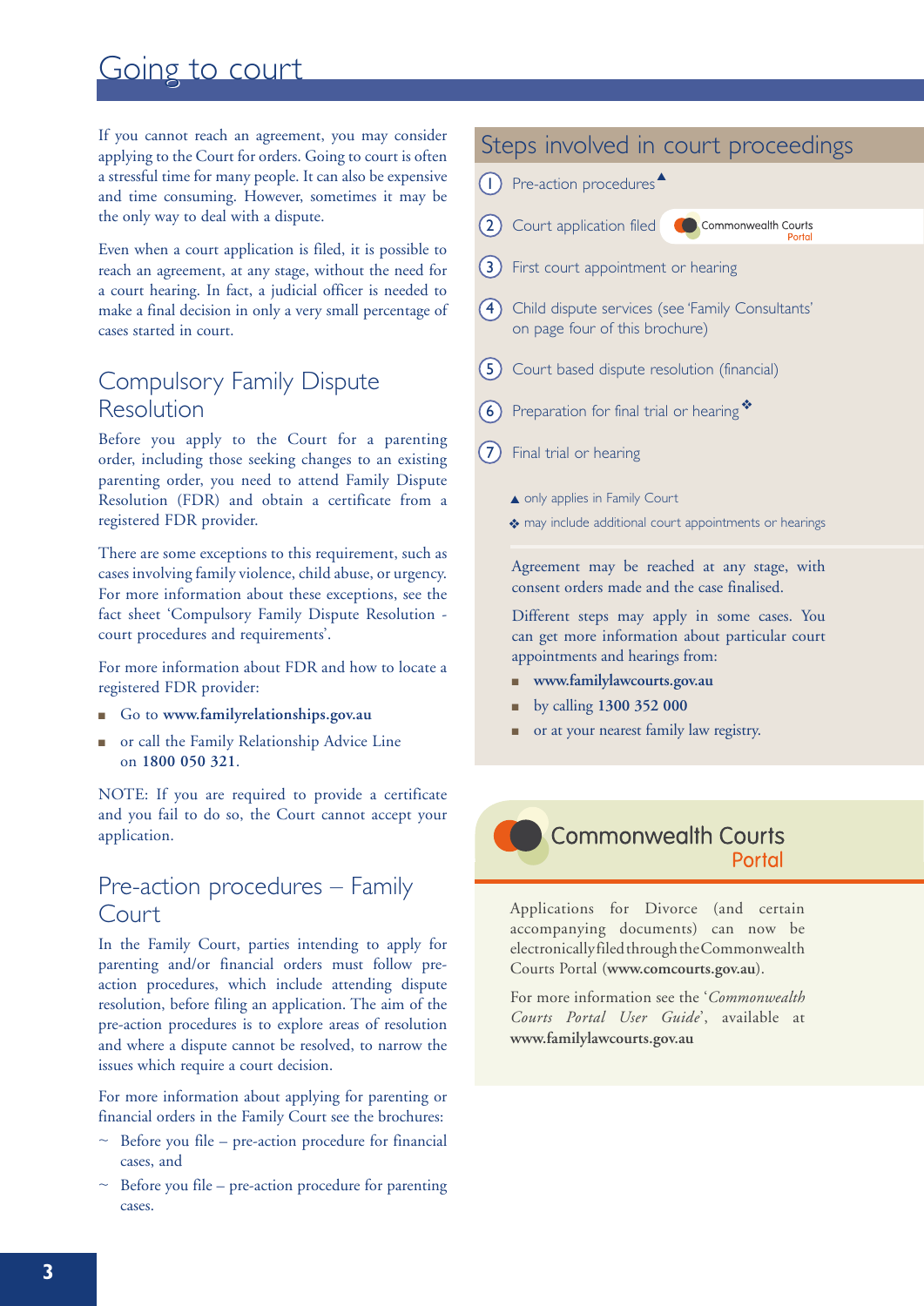# Going to court

If you cannot reach an agreement, you may consider applying to the Court for orders. Going to court is often a stressful time for many people. It can also be expensive and time consuming. However, sometimes it may be the only way to deal with a dispute.

Even when a court application is filed, it is possible to reach an agreement, at any stage, without the need for a court hearing. In fact, a judicial officer is needed to make a final decision in only a very small percentage of cases started in court.

## Compulsory Family Dispute Resolution

Before you apply to the Court for a parenting order, including those seeking changes to an existing parenting order, you need to attend Family Dispute Resolution (FDR) and obtain a certificate from a registered FDR provider.

There are some exceptions to this requirement, such as cases involving family violence, child abuse, or urgency. For more information about these exceptions, see the fact sheet 'Compulsory Family Dispute Resolution - court procedures and requirements'.

For more information about FDR and how to locate a registered FDR provider:

- Go to **www.familyrelationships.gov.au**
- or call the Family Relationship Advice Line on **1800 050 321**.

NOTE: If you are required to provide a certificate and you fail to do so, the Court cannot accept your application.

## Pre-action procedures – Family Court

In the Family Court, parties intending to apply for parenting and/or financial orders must follow pre-action procedures, which include attending dispute resolution, before filing an application. The aim of the pre-action procedures is to explore areas of resolution and where a dispute cannot be resolved, to narrow the issues which require a court decision.

For more information about applying for parenting or financial orders in the Family Court see the brochures:

- Before you file – pre-action procedure for financial cases, and
- Before you file – pre-action procedure for parenting cases.

## Steps involved in court proceedings

1. Pre-action procedures ▲
2. Court application filed (Commonwealth Courts Portal)
3. First court appointment or hearing
4. Child dispute services (see 'Family Consultants' on page four of this brochure)
5. Court based dispute resolution (financial)
6. Preparation for final trial or hearing ❖
7. Final trial or hearing

▲ only applies in Family Court

❖ may include additional court appointments or hearings

Agreement may be reached at any stage, with consent orders made and the case finalised.

Different steps may apply in some cases. You can get more information about particular court appointments and hearings from:

- **www.familylawcourts.gov.au**
- by calling **1300 352 000**
- or at your nearest family law registry.

## Commonwealth Courts Portal

Applications for Divorce (and certain accompanying documents) can now be electronically filed through the Commonwealth Courts Portal (**www.comcourts.gov.au**).

For more information see the '*Commonwealth Courts Portal User Guide*', available at **www.familylawcourts.gov.au**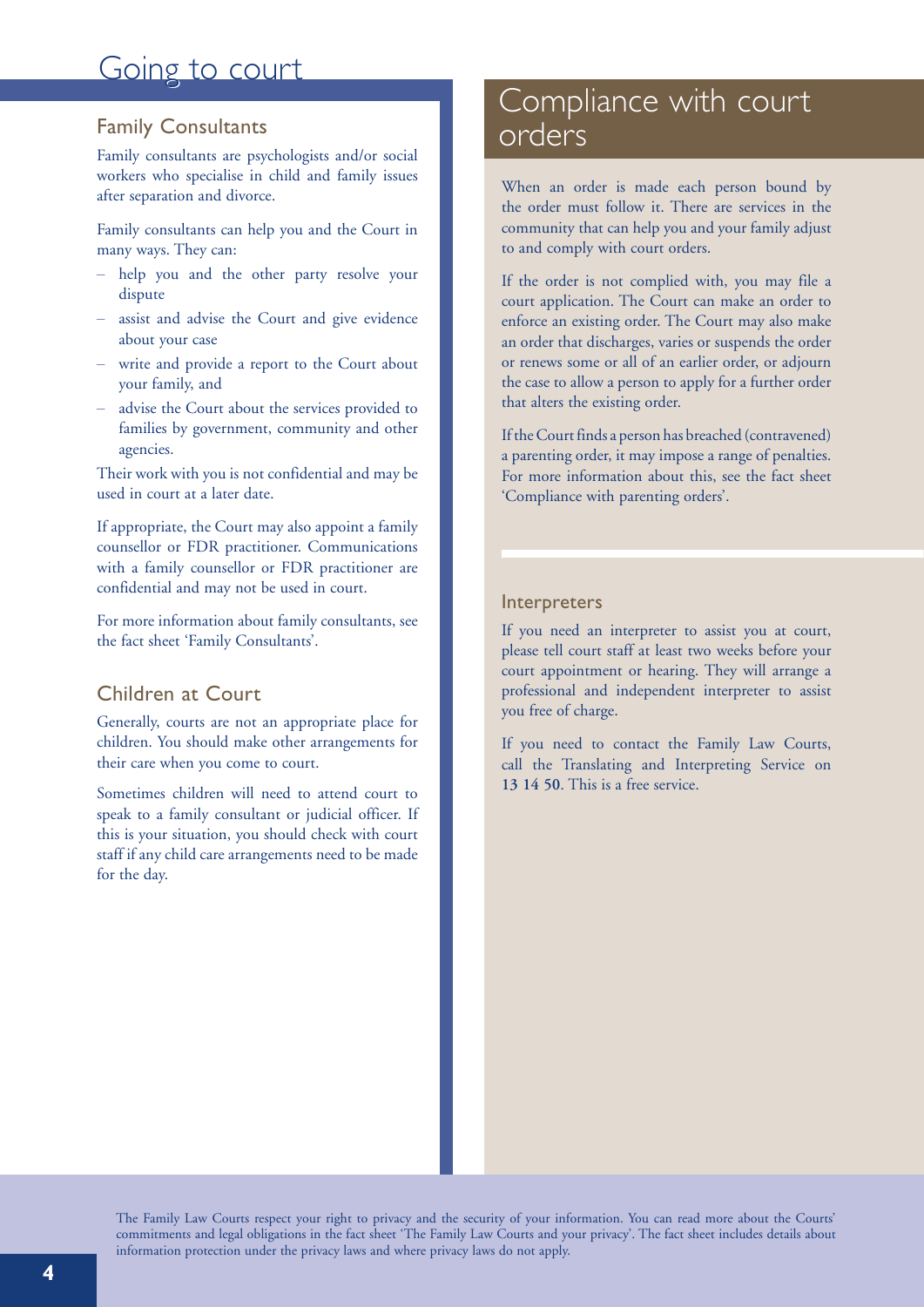# Going to court

## Family Consultants

Family consultants are psychologists and/or social workers who specialise in child and family issues after separation and divorce.

Family consultants can help you and the Court in many ways. They can:

- help you and the other party resolve your dispute
- assist and advise the Court and give evidence about your case
- write and provide a report to the Court about your family, and
- advise the Court about the services provided to families by government, community and other agencies.

Their work with you is not confidential and may be used in court at a later date.

If appropriate, the Court may also appoint a family counsellor or FDR practitioner. Communications with a family counsellor or FDR practitioner are confidential and may not be used in court.

For more information about family consultants, see the fact sheet 'Family Consultants'.

## Children at Court

Generally, courts are not an appropriate place for children. You should make other arrangements for their care when you come to court.

Sometimes children will need to attend court to speak to a family consultant or judicial officer. If this is your situation, you should check with court staff if any child care arrangements need to be made for the day.

# Compliance with court orders

When an order is made each person bound by the order must follow it. There are services in the community that can help you and your family adjust to and comply with court orders.

If the order is not complied with, you may file a court application. The Court can make an order to enforce an existing order. The Court may also make an order that discharges, varies or suspends the order or renews some or all of an earlier order, or adjourn the case to allow a person to apply for a further order that alters the existing order.

If the Court finds a person has breached (contravened) a parenting order, it may impose a range of penalties. For more information about this, see the fact sheet 'Compliance with parenting orders'.

## Interpreters

If you need an interpreter to assist you at court, please tell court staff at least two weeks before your court appointment or hearing. They will arrange a professional and independent interpreter to assist you free of charge.

If you need to contact the Family Law Courts, call the Translating and Interpreting Service on **13 14 50**. This is a free service.

The Family Law Courts respect your right to privacy and the security of your information. You can read more about the Courts' commitments and legal obligations in the fact sheet 'The Family Law Courts and your privacy'. The fact sheet includes details about information protection under the privacy laws and where privacy laws do not apply.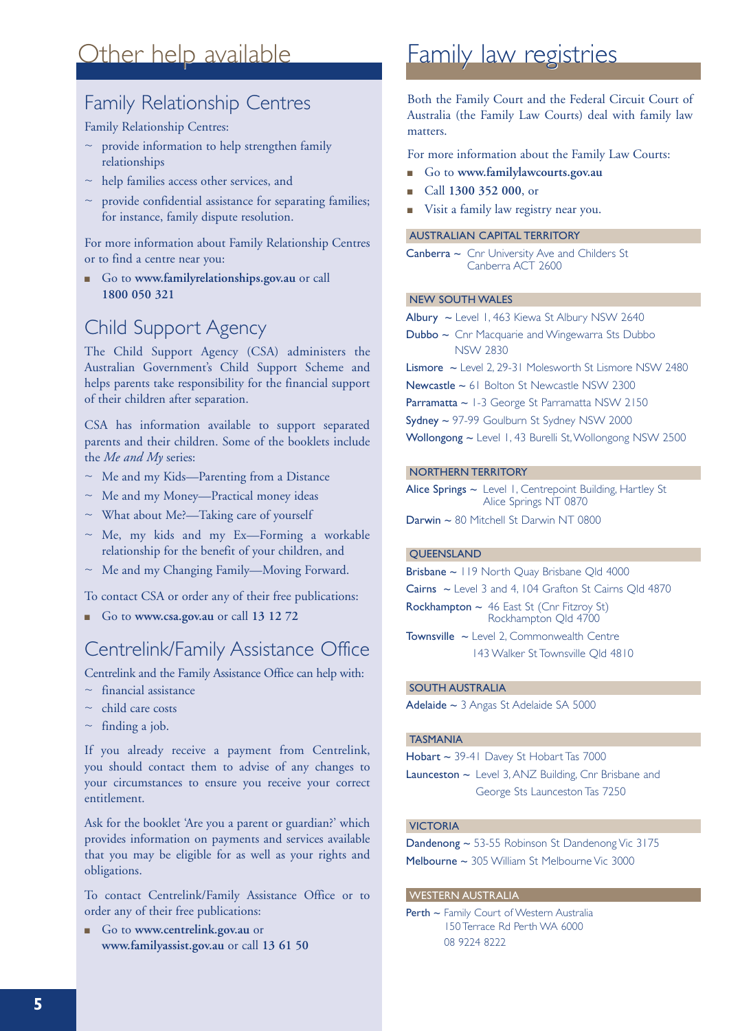# Other help available

## Family Relationship Centres

Family Relationship Centres:

- provide information to help strengthen family relationships
- help families access other services, and
- provide confidential assistance for separating families; for instance, family dispute resolution.

For more information about Family Relationship Centres or to find a centre near you:

- Go to **www.familyrelationships.gov.au** or call **1800 050 321**

## Child Support Agency

The Child Support Agency (CSA) administers the Australian Government's Child Support Scheme and helps parents take responsibility for the financial support of their children after separation.

CSA has information available to support separated parents and their children. Some of the booklets include the *Me and My* series:

- Me and my Kids—Parenting from a Distance
- Me and my Money—Practical money ideas
- What about Me?—Taking care of yourself
- Me, my kids and my Ex—Forming a workable relationship for the benefit of your children, and
- Me and my Changing Family—Moving Forward.

To contact CSA or order any of their free publications:

- Go to **www.csa.gov.au** or call **13 12 72**

## Centrelink/Family Assistance Office

Centrelink and the Family Assistance Office can help with:

- financial assistance
- child care costs
- finding a job.

If you already receive a payment from Centrelink, you should contact them to advise of any changes to your circumstances to ensure you receive your correct entitlement.

Ask for the booklet 'Are you a parent or guardian?' which provides information on payments and services available that you may be eligible for as well as your rights and obligations.

To contact Centrelink/Family Assistance Office or to order any of their free publications:

- Go to **www.centrelink.gov.au** or **www.familyassist.gov.au** or call **13 61 50**

# Family law registries

Both the Family Court and the Federal Circuit Court of Australia (the Family Law Courts) deal with family law matters.

For more information about the Family Law Courts:

- Go to **www.familylawcourts.gov.au**
- Call **1300 352 000**, or
- Visit a family law registry near you.

### AUSTRALIAN CAPITAL TERRITORY

**Canberra** ~ Cnr University Ave and Childers St Canberra ACT 2600

### NEW SOUTH WALES

**Albury** ~ Level 1, 463 Kiewa St Albury NSW 2640

**Dubbo** ~ Cnr Macquarie and Wingewarra Sts Dubbo NSW 2830

**Lismore** ~ Level 2, 29-31 Molesworth St Lismore NSW 2480

**Newcastle** ~ 61 Bolton St Newcastle NSW 2300

**Parramatta** ~ 1-3 George St Parramatta NSW 2150

**Sydney** ~ 97-99 Goulburn St Sydney NSW 2000

**Wollongong** ~ Level 1, 43 Burelli St, Wollongong NSW 2500

### NORTHERN TERRITORY

**Alice Springs** ~ Level 1, Centrepoint Building, Hartley St Alice Springs NT 0870

**Darwin** ~ 80 Mitchell St Darwin NT 0800

### QUEENSLAND

**Brisbane** ~ 119 North Quay Brisbane Qld 4000

**Cairns** ~ Level 3 and 4, 104 Grafton St Cairns Qld 4870

**Rockhampton** ~ 46 East St (Cnr Fitzroy St) Rockhampton Qld 4700

**Townsville** ~ Level 2, Commonwealth Centre 143 Walker St Townsville Qld 4810

### SOUTH AUSTRALIA

**Adelaide** ~ 3 Angas St Adelaide SA 5000

### TASMANIA

**Hobart** ~ 39-41 Davey St Hobart Tas 7000

**Launceston** ~ Level 3, ANZ Building, Cnr Brisbane and George Sts Launceston Tas 7250

### VICTORIA

**Dandenong** ~ 53-55 Robinson St Dandenong Vic 3175

**Melbourne** ~ 305 William St Melbourne Vic 3000

### WESTERN AUSTRALIA

**Perth** ~ Family Court of Western Australia 150 Terrace Rd Perth WA 6000 08 9224 8222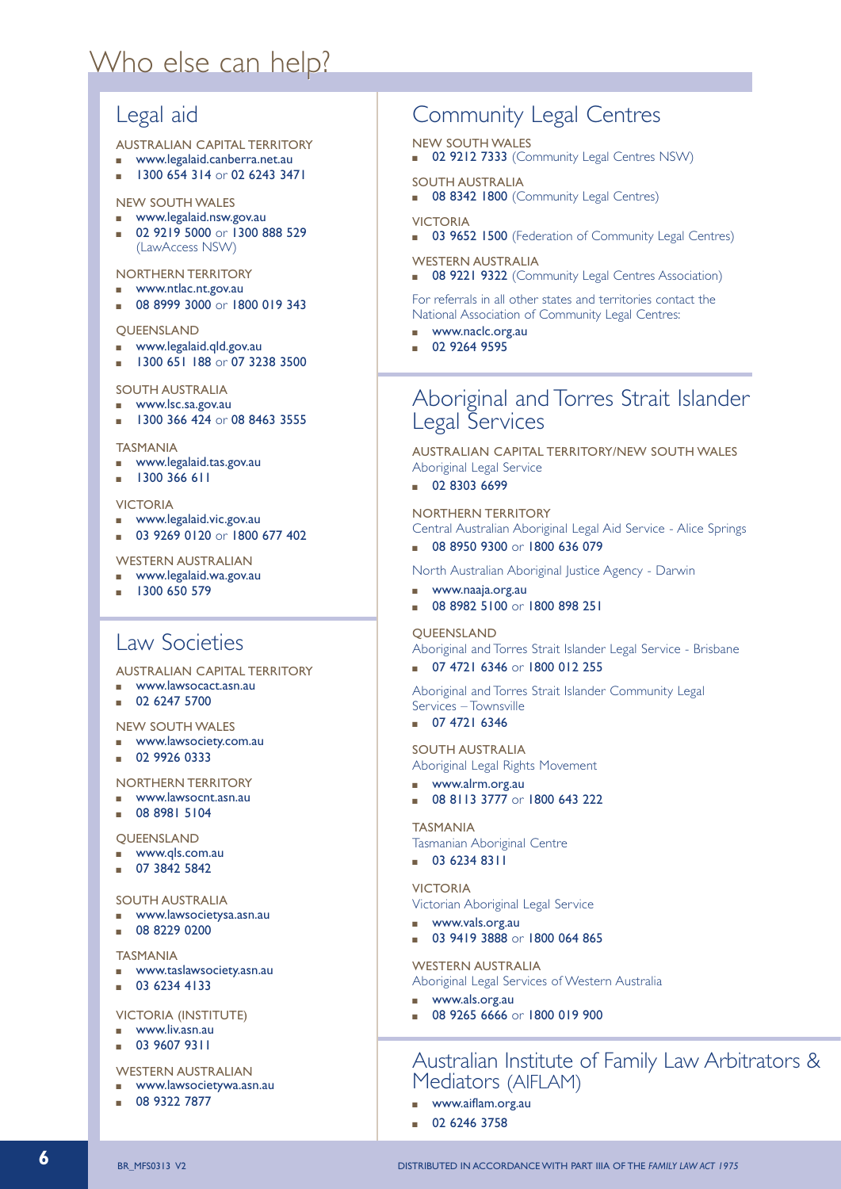# Who else can help?

## Legal aid

AUSTRALIAN CAPITAL TERRITORY

- www.legalaid.canberra.net.au
- 1300 654 314 or 02 6243 3471

NEW SOUTH WALES

- www.legalaid.nsw.gov.au
- 02 9219 5000 or 1300 888 529 (LawAccess NSW)

NORTHERN TERRITORY

- www.ntlac.nt.gov.au
- 08 8999 3000 or 1800 019 343

QUEENSLAND

- www.legalaid.qld.gov.au
- 1300 651 188 or 07 3238 3500

SOUTH AUSTRALIA

- www.lsc.sa.gov.au
- 1300 366 424 or 08 8463 3555

TASMANIA

- www.legalaid.tas.gov.au
- 1300 366 611

VICTORIA

- www.legalaid.vic.gov.au
- 03 9269 0120 or 1800 677 402

WESTERN AUSTRALIAN

- www.legalaid.wa.gov.au
- 1300 650 579

## Law Societies

AUSTRALIAN CAPITAL TERRITORY

- www.lawsocact.asn.au
- 02 6247 5700

NEW SOUTH WALES

- www.lawsociety.com.au
- 02 9926 0333

NORTHERN TERRITORY

- www.lawsocnt.asn.au
- 08 8981 5104

QUEENSLAND

- www.qls.com.au
- 07 3842 5842

SOUTH AUSTRALIA

- www.lawsocietysa.asn.au
- 08 8229 0200

TASMANIA

- www.taslawsociety.asn.au
- 03 6234 4133

VICTORIA (INSTITUTE)

- www.liv.asn.au
- 03 9607 9311

WESTERN AUSTRALIAN

- www.lawsocietywa.asn.au
- 08 9322 7877

## Community Legal Centres

NEW SOUTH WALES

- 02 9212 7333 (Community Legal Centres NSW)

SOUTH AUSTRALIA

- 08 8342 1800 (Community Legal Centres)

VICTORIA

- 03 9652 1500 (Federation of Community Legal Centres)

WESTERN AUSTRALIA

- 08 9221 9322 (Community Legal Centres Association)

For referrals in all other states and territories contact the National Association of Community Legal Centres:

- www.naclc.org.au
- 02 9264 9595

## Aboriginal and Torres Strait Islander Legal Services

AUSTRALIAN CAPITAL TERRITORY/NEW SOUTH WALES

Aboriginal Legal Service

- 02 8303 6699

NORTHERN TERRITORY

Central Australian Aboriginal Legal Aid Service - Alice Springs

- 08 8950 9300 or 1800 636 079

North Australian Aboriginal Justice Agency - Darwin

- www.naaja.org.au
- 08 8982 5100 or 1800 898 251

QUEENSLAND

Aboriginal and Torres Strait Islander Legal Service - Brisbane

- 07 4721 6346 or 1800 012 255

Aboriginal and Torres Strait Islander Community Legal Services – Townsville

- 07 4721 6346

SOUTH AUSTRALIA

Aboriginal Legal Rights Movement

- www.alrm.org.au
- 08 8113 3777 or 1800 643 222

TASMANIA

Tasmanian Aboriginal Centre

- 03 6234 8311

VICTORIA

Victorian Aboriginal Legal Service

- www.vals.org.au
- 03 9419 3888 or 1800 064 865

WESTERN AUSTRALIA

Aboriginal Legal Services of Western Australia

- www.als.org.au
- 08 9265 6666 or 1800 019 900

## Australian Institute of Family Law Arbitrators & Mediators (AIFLAM)

- www.aiflam.org.au
- 02 6246 3758

BR_MFS0313 V2

DISTRIBUTED IN ACCORDANCE WITH PART IIIA OF THE *FAMILY LAW ACT 1975*